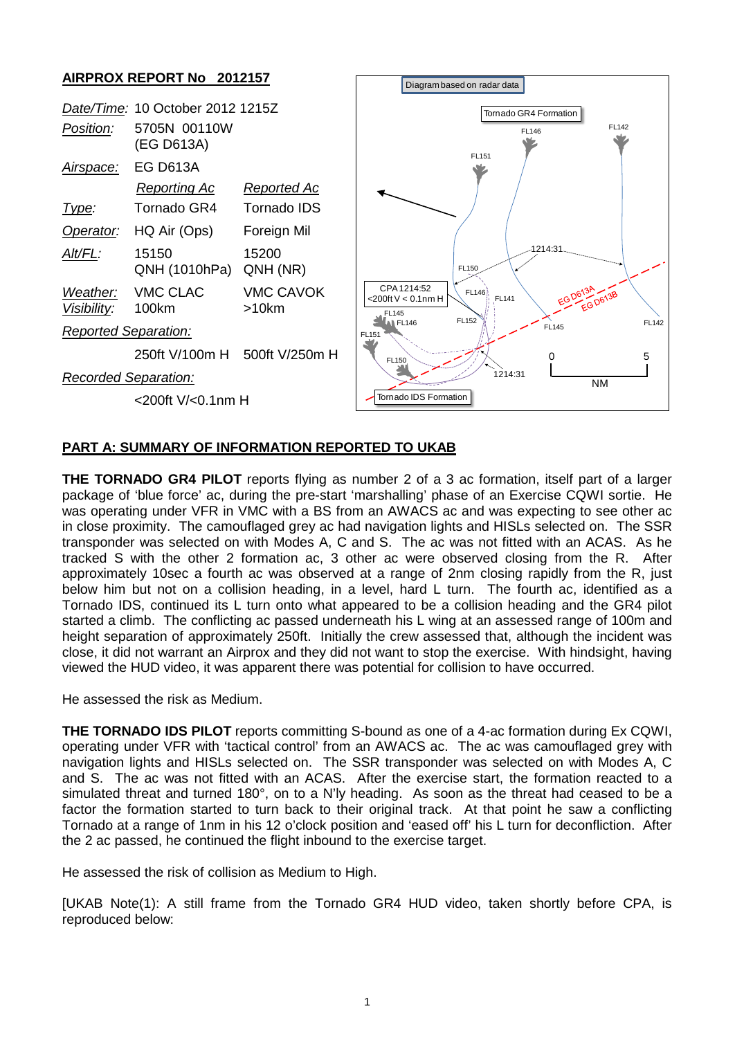## AIRPROX REPORT No 2012157

| | | |
|---|---|---|
| *Date/Time:* | 10 October 2012 1215Z | |
| *Position:* | 5705N 00110W (EG D613A) | |
| *Airspace:* | EG D613A | |
| | *Reporting Ac* | *Reported Ac* |
| *Type:* | Tornado GR4 | Tornado IDS |
| *Operator:* | HQ Air (Ops) | Foreign Mil |
| *Alt/FL:* | 15150 QNH (1010hPa) | 15200 QNH (NR) |
| *Weather:* | VMC CLAC | VMC CAVOK |
| *Visibility:* | 100km | >10km |
| *Reported Separation:* | | |
| | 250ft V/100m H | 500ft V/250m H |
| *Recorded Separation:* | | |
| | <200ft V/<0.1nm H | |

Diagram based on radar data

Tornado GR4 Formation, FL146, FL142, FL151, FL150, 1214:31, CPA 1214:52 <200ft V < 0.1nm H, FL146, FL141, EG D613A, EG D613B, FL145, FL146, FL152, FL145, FL142, FL151, FL150, 1214:31, 0, 5, NM, Tornado IDS Formation

## PART A: SUMMARY OF INFORMATION REPORTED TO UKAB

**THE TORNADO GR4 PILOT** reports flying as number 2 of a 3 ac formation, itself part of a larger package of 'blue force' ac, during the pre-start 'marshalling' phase of an Exercise CQWI sortie. He was operating under VFR in VMC with a BS from an AWACS ac and was expecting to see other ac in close proximity. The camouflaged grey ac had navigation lights and HISLs selected on. The SSR transponder was selected on with Modes A, C and S. The ac was not fitted with an ACAS. As he tracked S with the other 2 formation ac, 3 other ac were observed closing from the R. After approximately 10sec a fourth ac was observed at a range of 2nm closing rapidly from the R, just below him but not on a collision heading, in a level, hard L turn. The fourth ac, identified as a Tornado IDS, continued its L turn onto what appeared to be a collision heading and the GR4 pilot started a climb. The conflicting ac passed underneath his L wing at an assessed range of 100m and height separation of approximately 250ft. Initially the crew assessed that, although the incident was close, it did not warrant an Airprox and they did not want to stop the exercise. With hindsight, having viewed the HUD video, it was apparent there was potential for collision to have occurred.

He assessed the risk as Medium.

**THE TORNADO IDS PILOT** reports committing S-bound as one of a 4-ac formation during Ex CQWI, operating under VFR with 'tactical control' from an AWACS ac. The ac was camouflaged grey with navigation lights and HISLs selected on. The SSR transponder was selected on with Modes A, C and S. The ac was not fitted with an ACAS. After the exercise start, the formation reacted to a simulated threat and turned 180°, on to a N'ly heading. As soon as the threat had ceased to be a factor the formation started to turn back to their original track. At that point he saw a conflicting Tornado at a range of 1nm in his 12 o'clock position and 'eased off' his L turn for deconfliction. After the 2 ac passed, he continued the flight inbound to the exercise target.

He assessed the risk of collision as Medium to High.

[UKAB Note(1): A still frame from the Tornado GR4 HUD video, taken shortly before CPA, is reproduced below: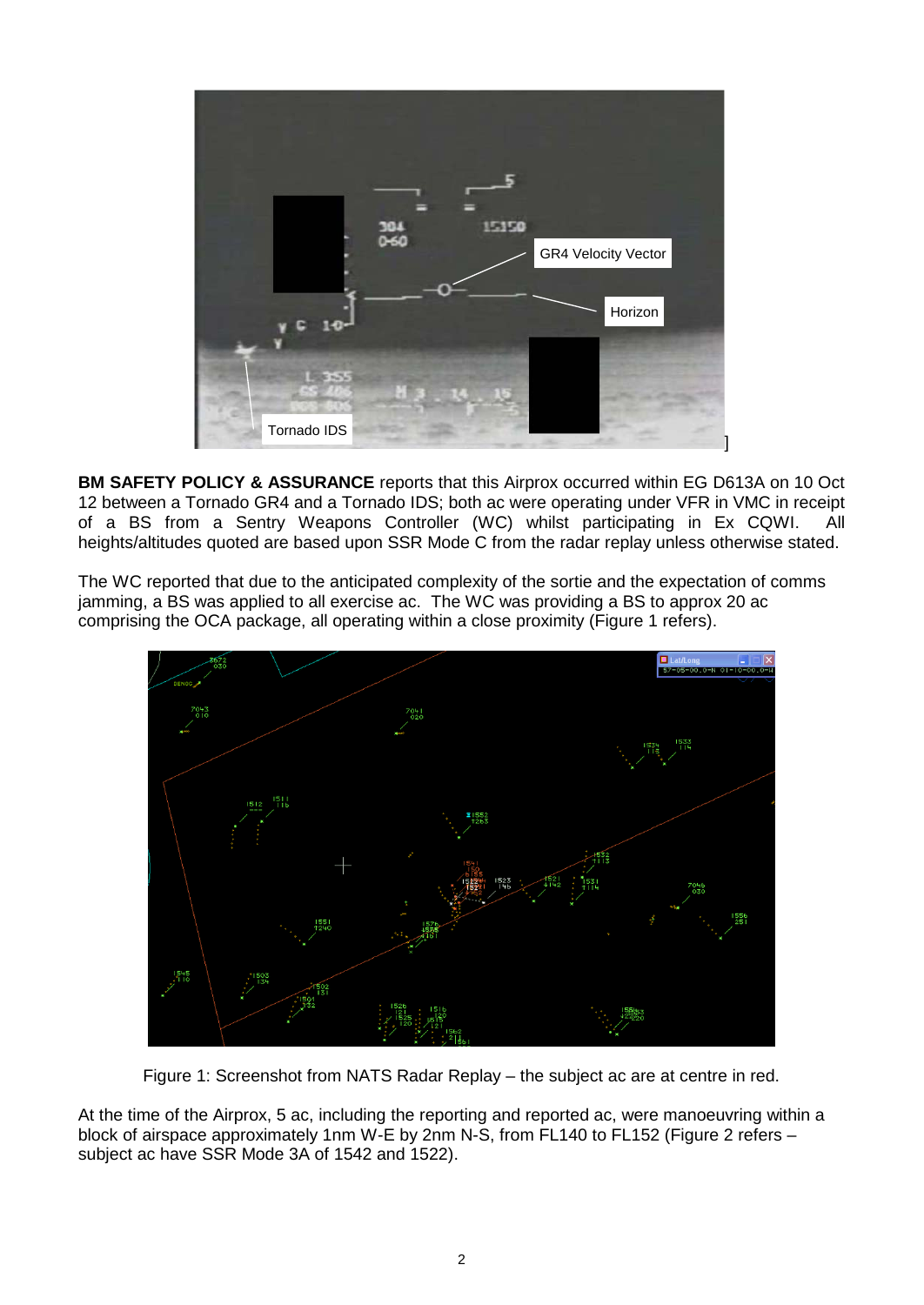**BM SAFETY POLICY & ASSURANCE** reports that this Airprox occurred within EG D613A on 10 Oct 12 between a Tornado GR4 and a Tornado IDS; both ac were operating under VFR in VMC in receipt of a BS from a Sentry Weapons Controller (WC) whilst participating in Ex CQWI. All heights/altitudes quoted are based upon SSR Mode C from the radar replay unless otherwise stated.

The WC reported that due to the anticipated complexity of the sortie and the expectation of comms jamming, a BS was applied to all exercise ac. The WC was providing a BS to approx 20 ac comprising the OCA package, all operating within a close proximity (Figure 1 refers).

Figure 1: Screenshot from NATS Radar Replay – the subject ac are at centre in red.

At the time of the Airprox, 5 ac, including the reporting and reported ac, were manoeuvring within a block of airspace approximately 1nm W-E by 2nm N-S, from FL140 to FL152 (Figure 2 refers – subject ac have SSR Mode 3A of 1542 and 1522).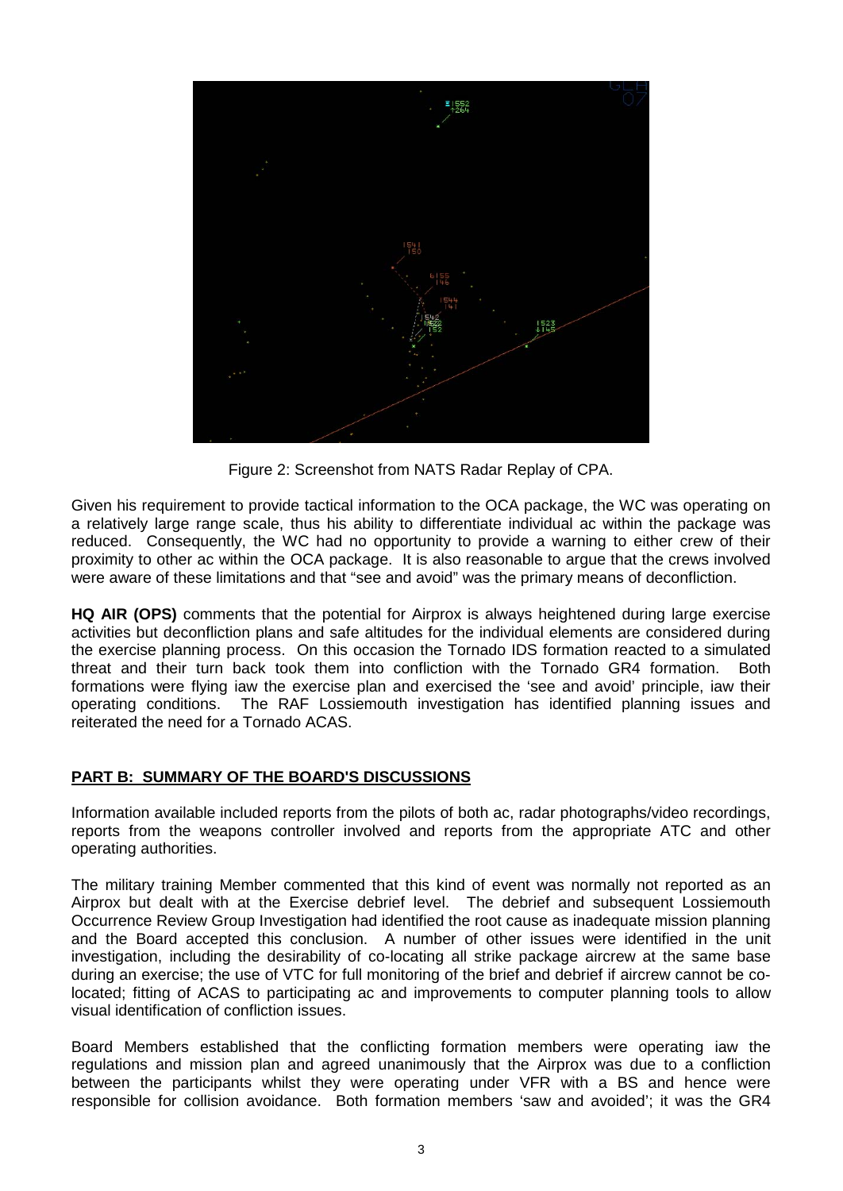Figure 2: Screenshot from NATS Radar Replay of CPA.

Given his requirement to provide tactical information to the OCA package, the WC was operating on a relatively large range scale, thus his ability to differentiate individual ac within the package was reduced. Consequently, the WC had no opportunity to provide a warning to either crew of their proximity to other ac within the OCA package. It is also reasonable to argue that the crews involved were aware of these limitations and that "see and avoid" was the primary means of deconfliction.

**HQ AIR (OPS)** comments that the potential for Airprox is always heightened during large exercise activities but deconfliction plans and safe altitudes for the individual elements are considered during the exercise planning process. On this occasion the Tornado IDS formation reacted to a simulated threat and their turn back took them into confliction with the Tornado GR4 formation. Both formations were flying iaw the exercise plan and exercised the 'see and avoid' principle, iaw their operating conditions. The RAF Lossiemouth investigation has identified planning issues and reiterated the need for a Tornado ACAS.

## PART B: SUMMARY OF THE BOARD'S DISCUSSIONS

Information available included reports from the pilots of both ac, radar photographs/video recordings, reports from the weapons controller involved and reports from the appropriate ATC and other operating authorities.

The military training Member commented that this kind of event was normally not reported as an Airprox but dealt with at the Exercise debrief level. The debrief and subsequent Lossiemouth Occurrence Review Group Investigation had identified the root cause as inadequate mission planning and the Board accepted this conclusion. A number of other issues were identified in the unit investigation, including the desirability of co-locating all strike package aircrew at the same base during an exercise; the use of VTC for full monitoring of the brief and debrief if aircrew cannot be co-located; fitting of ACAS to participating ac and improvements to computer planning tools to allow visual identification of confliction issues.

Board Members established that the conflicting formation members were operating iaw the regulations and mission plan and agreed unanimously that the Airprox was due to a confliction between the participants whilst they were operating under VFR with a BS and hence were responsible for collision avoidance. Both formation members 'saw and avoided'; it was the GR4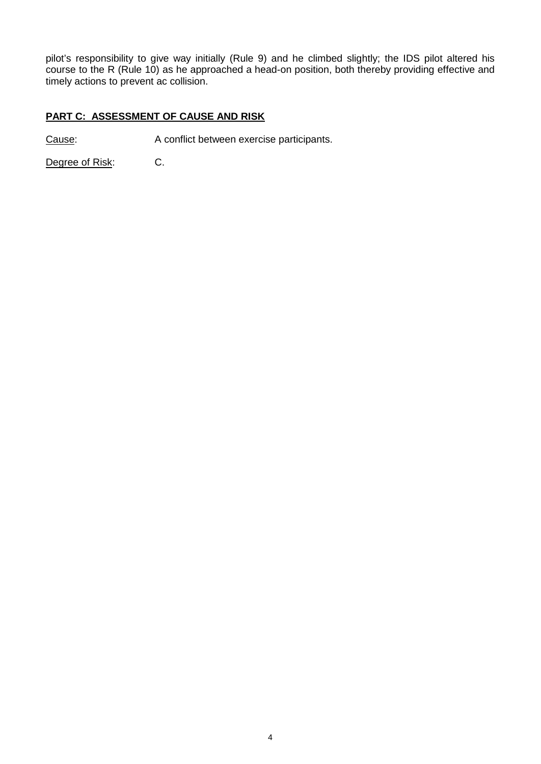pilot's responsibility to give way initially (Rule 9) and he climbed slightly; the IDS pilot altered his course to the R (Rule 10) as he approached a head-on position, both thereby providing effective and timely actions to prevent ac collision.

## PART C: ASSESSMENT OF CAUSE AND RISK

Cause: A conflict between exercise participants.

Degree of Risk: C.